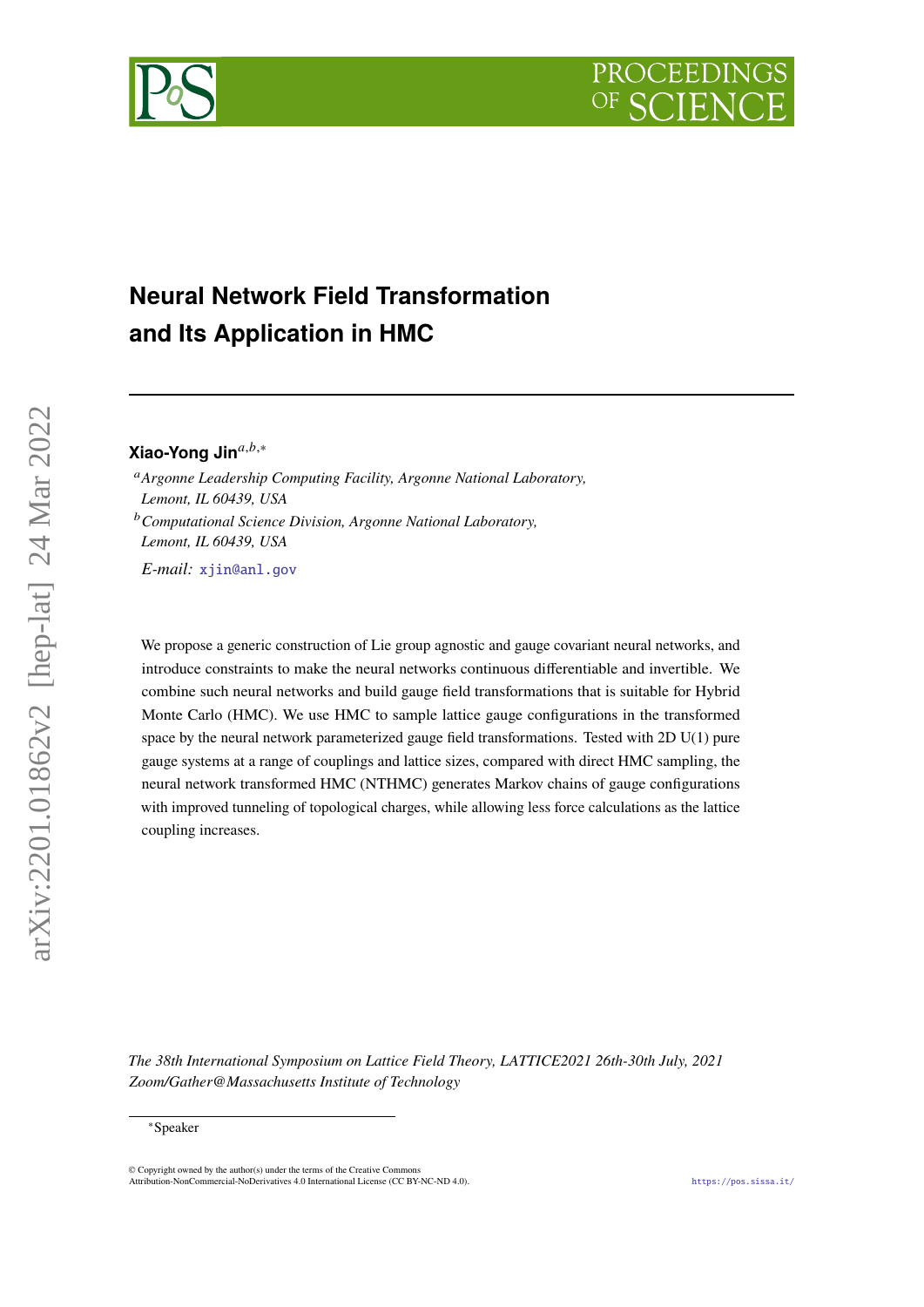# Neural Network Field Transformation and Its Application in HMC

**Xiao-Yong Jin**[a,b,*]

[a] *Argonne Leadership Computing Facility, Argonne National Laboratory, Lemont, IL 60439, USA*

[b] *Computational Science Division, Argonne National Laboratory, Lemont, IL 60439, USA*

*E-mail:* xjin@anl.gov

We propose a generic construction of Lie group agnostic and gauge covariant neural networks, and introduce constraints to make the neural networks continuous differentiable and invertible. We combine such neural networks and build gauge field transformations that is suitable for Hybrid Monte Carlo (HMC). We use HMC to sample lattice gauge configurations in the transformed space by the neural network parameterized gauge field transformations. Tested with 2D U(1) pure gauge systems at a range of couplings and lattice sizes, compared with direct HMC sampling, the neural network transformed HMC (NTHMC) generates Markov chains of gauge configurations with improved tunneling of topological charges, while allowing less force calculations as the lattice coupling increases.

*The 38th International Symposium on Lattice Field Theory, LATTICE2021 26th-30th July, 2021 Zoom/Gather@Massachusetts Institute of Technology*

[*] Speaker

© Copyright owned by the author(s) under the terms of the Creative Commons Attribution-NonCommercial-NoDerivatives 4.0 International License (CC BY-NC-ND 4.0).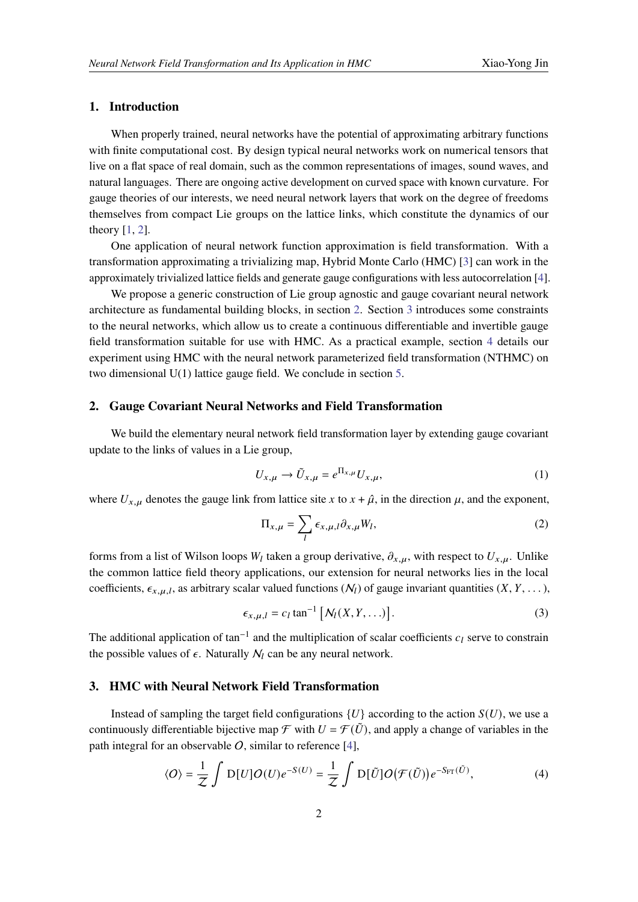## 1. Introduction

When properly trained, neural networks have the potential of approximating arbitrary functions with finite computational cost. By design typical neural networks work on numerical tensors that live on a flat space of real domain, such as the common representations of images, sound waves, and natural languages. There are ongoing active development on curved space with known curvature. For gauge theories of our interests, we need neural network layers that work on the degree of freedoms themselves from compact Lie groups on the lattice links, which constitute the dynamics of our theory [1, 2].

One application of neural network function approximation is field transformation. With a transformation approximating a trivializing map, Hybrid Monte Carlo (HMC) [3] can work in the approximately trivialized lattice fields and generate gauge configurations with less autocorrelation [4].

We propose a generic construction of Lie group agnostic and gauge covariant neural network architecture as fundamental building blocks, in section 2. Section 3 introduces some constraints to the neural networks, which allow us to create a continuous differentiable and invertible gauge field transformation suitable for use with HMC. As a practical example, section 4 details our experiment using HMC with the neural network parameterized field transformation (NTHMC) on two dimensional U(1) lattice gauge field. We conclude in section 5.

## 2. Gauge Covariant Neural Networks and Field Transformation

We build the elementary neural network field transformation layer by extending gauge covariant update to the links of values in a Lie group,

$$U_{x,\mu} \to \tilde{U}_{x,\mu} = e^{\Pi_{x,\mu}} U_{x,\mu}, \tag{1}$$

where $U_{x,\mu}$ denotes the gauge link from lattice site $x$ to $x + \hat{\mu}$, in the direction $\mu$, and the exponent,

$$\Pi_{x,\mu} = \sum_l \epsilon_{x,\mu,l} \partial_{x,\mu} W_l, \tag{2}$$

forms from a list of Wilson loops $W_l$ taken a group derivative, $\partial_{x,\mu}$, with respect to $U_{x,\mu}$. Unlike the common lattice field theory applications, our extension for neural networks lies in the local coefficients, $\epsilon_{x,\mu,l}$, as arbitrary scalar valued functions ($\mathcal{N}_l$) of gauge invariant quantities $(X, Y, \dots)$,

$$\epsilon_{x,\mu,l} = c_l \tan^{-1} \left[ \mathcal{N}_l(X, Y, \dots) \right]. \tag{3}$$

The additional application of $\tan^{-1}$ and the multiplication of scalar coefficients $c_l$ serve to constrain the possible values of $\epsilon$. Naturally $\mathcal{N}_l$ can be any neural network.

## 3. HMC with Neural Network Field Transformation

Instead of sampling the target field configurations $\{U\}$ according to the action $S(U)$, we use a continuously differentiable bijective map $\mathcal{F}$ with $U = \mathcal{F}(\tilde{U})$, and apply a change of variables in the path integral for an observable $O$, similar to reference [4],

$$\langle O \rangle = \frac{1}{\mathcal{Z}} \int \mathrm{D}[U] O(U) e^{-S(U)} = \frac{1}{\mathcal{Z}} \int \mathrm{D}[\tilde{U}] O\big(\mathcal{F}(\tilde{U})\big) e^{-S_{\mathrm{FT}}(\tilde{U})}, \tag{4}$$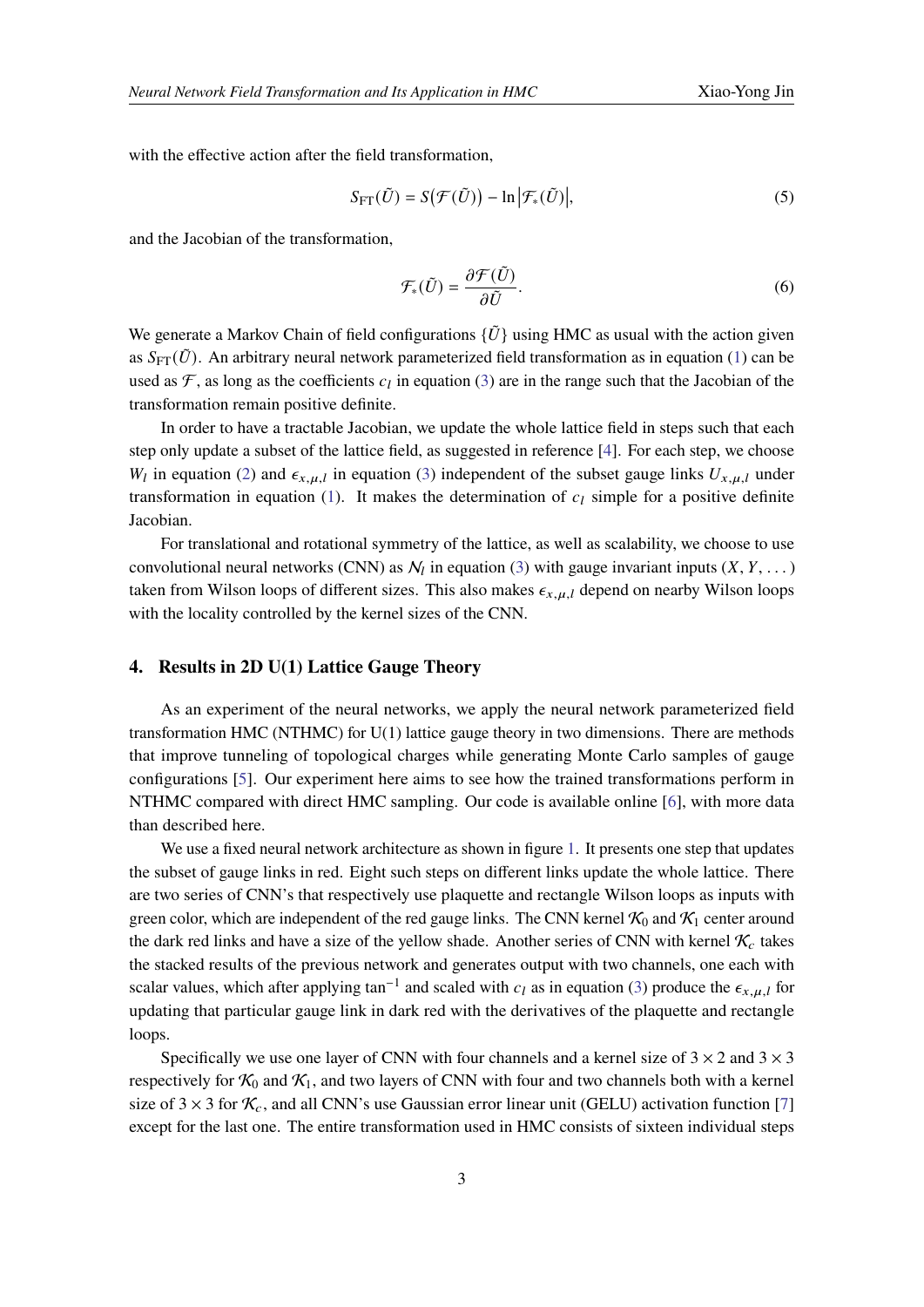with the effective action after the field transformation,

$$S_{\mathrm{FT}}(\tilde{U}) = S\big(\mathcal{F}(\tilde{U})\big) - \ln\left|\mathcal{F}_*(\tilde{U})\right|, \tag{5}$$

and the Jacobian of the transformation,

$$\mathcal{F}_*(\tilde{U}) = \frac{\partial \mathcal{F}(\tilde{U})}{\partial \tilde{U}}. \tag{6}$$

We generate a Markov Chain of field configurations $\{\tilde{U}\}$ using HMC as usual with the action given as $S_{\mathrm{FT}}(\tilde{U})$. An arbitrary neural network parameterized field transformation as in equation (1) can be used as $\mathcal{F}$, as long as the coefficients $c_l$ in equation (3) are in the range such that the Jacobian of the transformation remain positive definite.

In order to have a tractable Jacobian, we update the whole lattice field in steps such that each step only update a subset of the lattice field, as suggested in reference [4]. For each step, we choose $W_l$ in equation (2) and $\epsilon_{x,\mu,l}$ in equation (3) independent of the subset gauge links $U_{x,\mu,l}$ under transformation in equation (1). It makes the determination of $c_l$ simple for a positive definite Jacobian.

For translational and rotational symmetry of the lattice, as well as scalability, we choose to use convolutional neural networks (CNN) as $\mathcal{N}_l$ in equation (3) with gauge invariant inputs $(X, Y, \dots)$ taken from Wilson loops of different sizes. This also makes $\epsilon_{x,\mu,l}$ depend on nearby Wilson loops with the locality controlled by the kernel sizes of the CNN.

## 4. Results in 2D U(1) Lattice Gauge Theory

As an experiment of the neural networks, we apply the neural network parameterized field transformation HMC (NTHMC) for U(1) lattice gauge theory in two dimensions. There are methods that improve tunneling of topological charges while generating Monte Carlo samples of gauge configurations [5]. Our experiment here aims to see how the trained transformations perform in NTHMC compared with direct HMC sampling. Our code is available online [6], with more data than described here.

We use a fixed neural network architecture as shown in figure 1. It presents one step that updates the subset of gauge links in red. Eight such steps on different links update the whole lattice. There are two series of CNN's that respectively use plaquette and rectangle Wilson loops as inputs with green color, which are independent of the red gauge links. The CNN kernel $\mathcal{K}_0$ and $\mathcal{K}_1$ center around the dark red links and have a size of the yellow shade. Another series of CNN with kernel $\mathcal{K}_c$ takes the stacked results of the previous network and generates output with two channels, one each with scalar values, which after applying $\tan^{-1}$ and scaled with $c_l$ as in equation (3) produce the $\epsilon_{x,\mu,l}$ for updating that particular gauge link in dark red with the derivatives of the plaquette and rectangle loops.

Specifically we use one layer of CNN with four channels and a kernel size of $3 \times 2$ and $3 \times 3$ respectively for $\mathcal{K}_0$ and $\mathcal{K}_1$, and two layers of CNN with four and two channels both with a kernel size of $3 \times 3$ for $\mathcal{K}_c$, and all CNN's use Gaussian error linear unit (GELU) activation function [7] except for the last one. The entire transformation used in HMC consists of sixteen individual steps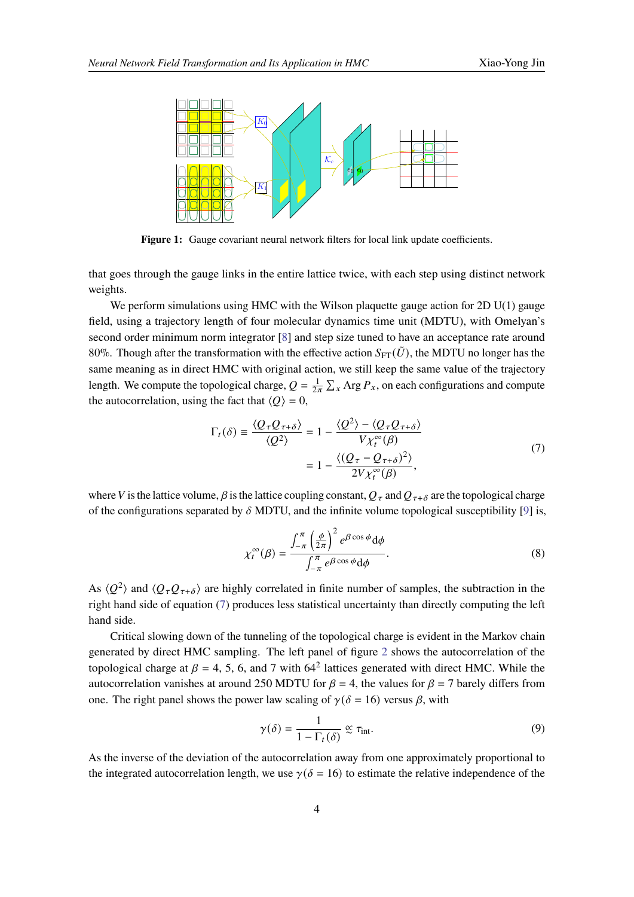**Figure 1:** Gauge covariant neural network filters for local link update coefficients.

that goes through the gauge links in the entire lattice twice, with each step using distinct network weights.

We perform simulations using HMC with the Wilson plaquette gauge action for 2D U(1) gauge field, using a trajectory length of four molecular dynamics time unit (MDTU), with Omelyan's second order minimum norm integrator [8] and step size tuned to have an acceptance rate around 80%. Though after the transformation with the effective action $S_{\mathrm{FT}}(\tilde{U})$, the MDTU no longer has the same meaning as in direct HMC with original action, we still keep the same value of the trajectory length. We compute the topological charge, $Q = \frac{1}{2\pi}\sum_x \operatorname{Arg} P_x$, on each configurations and compute the autocorrelation, using the fact that $\langle Q \rangle = 0$,

$$
\begin{aligned}
\Gamma_t(\delta) \equiv \frac{\langle Q_\tau Q_{\tau+\delta}\rangle}{\langle Q^2\rangle} &= 1 - \frac{\langle Q^2\rangle - \langle Q_\tau Q_{\tau+\delta}\rangle}{V\chi_t^\infty(\beta)} \\
&= 1 - \frac{\langle (Q_\tau - Q_{\tau+\delta})^2\rangle}{2V\chi_t^\infty(\beta)},
\end{aligned}
\tag{7}
$$

where $V$ is the lattice volume, $\beta$ is the lattice coupling constant, $Q_\tau$ and $Q_{\tau+\delta}$ are the topological charge of the configurations separated by $\delta$ MDTU, and the infinite volume topological susceptibility [9] is,

$$
\chi_t^\infty(\beta) = \frac{\int_{-\pi}^{\pi} \left(\frac{\phi}{2\pi}\right)^2 e^{\beta\cos\phi}\mathrm{d}\phi}{\int_{-\pi}^{\pi} e^{\beta\cos\phi}\mathrm{d}\phi}.
\tag{8}
$$

As $\langle Q^2\rangle$ and $\langle Q_\tau Q_{\tau+\delta}\rangle$ are highly correlated in finite number of samples, the subtraction in the right hand side of equation (7) produces less statistical uncertainty than directly computing the left hand side.

Critical slowing down of the tunneling of the topological charge is evident in the Markov chain generated by direct HMC sampling. The left panel of figure 2 shows the autocorrelation of the topological charge at $\beta = 4$, 5, 6, and 7 with $64^2$ lattices generated with direct HMC. While the autocorrelation vanishes at around 250 MDTU for $\beta = 4$, the values for $\beta = 7$ barely differs from one. The right panel shows the power law scaling of $\gamma(\delta = 16)$ versus $\beta$, with

$$
\gamma(\delta) = \frac{1}{1 - \Gamma_t(\delta)} \mathrel{\tilde{\propto}} \tau_{\mathrm{int}}.
\tag{9}
$$

As the inverse of the deviation of the autocorrelation away from one approximately proportional to the integrated autocorrelation length, we use $\gamma(\delta = 16)$ to estimate the relative independence of the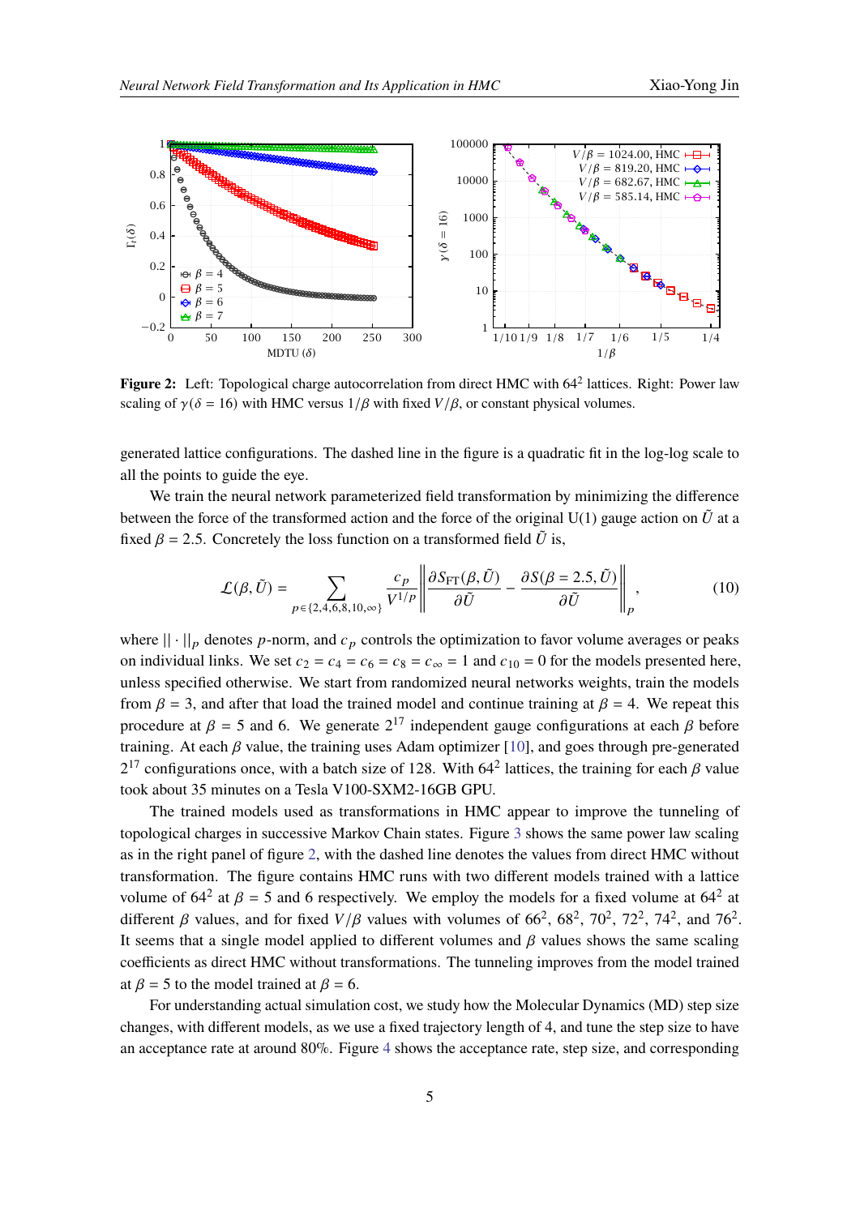**Figure 2:** Left: Topological charge autocorrelation from direct HMC with $64^2$ lattices. Right: Power law scaling of $\gamma(\delta = 16)$ with HMC versus $1/\beta$ with fixed $V/\beta$, or constant physical volumes.

generated lattice configurations. The dashed line in the figure is a quadratic fit in the log-log scale to all the points to guide the eye.

We train the neural network parameterized field transformation by minimizing the difference between the force of the transformed action and the force of the original U(1) gauge action on $\tilde{U}$ at a fixed $\beta = 2.5$. Concretely the loss function on a transformed field $\tilde{U}$ is,

$$\mathcal{L}(\beta, \tilde{U}) = \sum_{p \in \{2,4,6,8,10,\infty\}} \frac{c_p}{V^{1/p}} \left\| \frac{\partial S_{\mathrm{FT}}(\beta, \tilde{U})}{\partial \tilde{U}} - \frac{\partial S(\beta = 2.5, \tilde{U})}{\partial \tilde{U}} \right\|_p, \tag{10}$$

where $\|\cdot\|_p$ denotes $p$-norm, and $c_p$ controls the optimization to favor volume averages or peaks on individual links. We set $c_2 = c_4 = c_6 = c_8 = c_\infty = 1$ and $c_{10} = 0$ for the models presented here, unless specified otherwise. We start from randomized neural networks weights, train the models from $\beta = 3$, and after that load the trained model and continue training at $\beta = 4$. We repeat this procedure at $\beta = 5$ and 6. We generate $2^{17}$ independent gauge configurations at each $\beta$ before training. At each $\beta$ value, the training uses Adam optimizer [10], and goes through pre-generated $2^{17}$ configurations once, with a batch size of 128. With $64^2$ lattices, the training for each $\beta$ value took about 35 minutes on a Tesla V100-SXM2-16GB GPU.

The trained models used as transformations in HMC appear to improve the tunneling of topological charges in successive Markov Chain states. Figure 3 shows the same power law scaling as in the right panel of figure 2, with the dashed line denotes the values from direct HMC without transformation. The figure contains HMC runs with two different models trained with a lattice volume of $64^2$ at $\beta = 5$ and 6 respectively. We employ the models for a fixed volume at $64^2$ at different $\beta$ values, and for fixed $V/\beta$ values with volumes of $66^2$, $68^2$, $70^2$, $72^2$, $74^2$, and $76^2$. It seems that a single model applied to different volumes and $\beta$ values shows the same scaling coefficients as direct HMC without transformations. The tunneling improves from the model trained at $\beta = 5$ to the model trained at $\beta = 6$.

For understanding actual simulation cost, we study how the Molecular Dynamics (MD) step size changes, with different models, as we use a fixed trajectory length of 4, and tune the step size to have an acceptance rate at around 80%. Figure 4 shows the acceptance rate, step size, and corresponding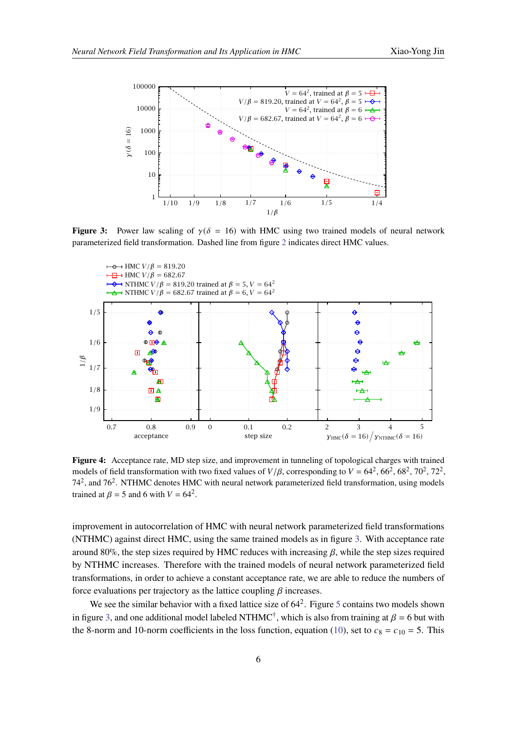**Figure 3:** Power law scaling of $\gamma(\delta = 16)$ with HMC using two trained models of neural network parameterized field transformation. Dashed line from figure 2 indicates direct HMC values.

**Figure 4:** Acceptance rate, MD step size, and improvement in tunneling of topological charges with trained models of field transformation with two fixed values of $V/\beta$, corresponding to $V = 64^2, 66^2, 68^2, 70^2, 72^2, 74^2$, and $76^2$. NTHMC denotes HMC with neural network parameterized field transformation, using models trained at $\beta = 5$ and 6 with $V = 64^2$.

improvement in autocorrelation of HMC with neural network parameterized field transformations (NTHMC) against direct HMC, using the same trained models as in figure 3. With acceptance rate around 80%, the step sizes required by HMC reduces with increasing $\beta$, while the step sizes required by NTHMC increases. Therefore with the trained models of neural network parameterized field transformations, in order to achieve a constant acceptance rate, we are able to reduce the numbers of force evaluations per trajectory as the lattice coupling $\beta$ increases.

We see the similar behavior with a fixed lattice size of $64^2$. Figure 5 contains two models shown in figure 3, and one additional model labeled NTHMC$^\dagger$, which is also from training at $\beta = 6$ but with the 8-norm and 10-norm coefficients in the loss function, equation (10), set to $c_8 = c_{10} = 5$. This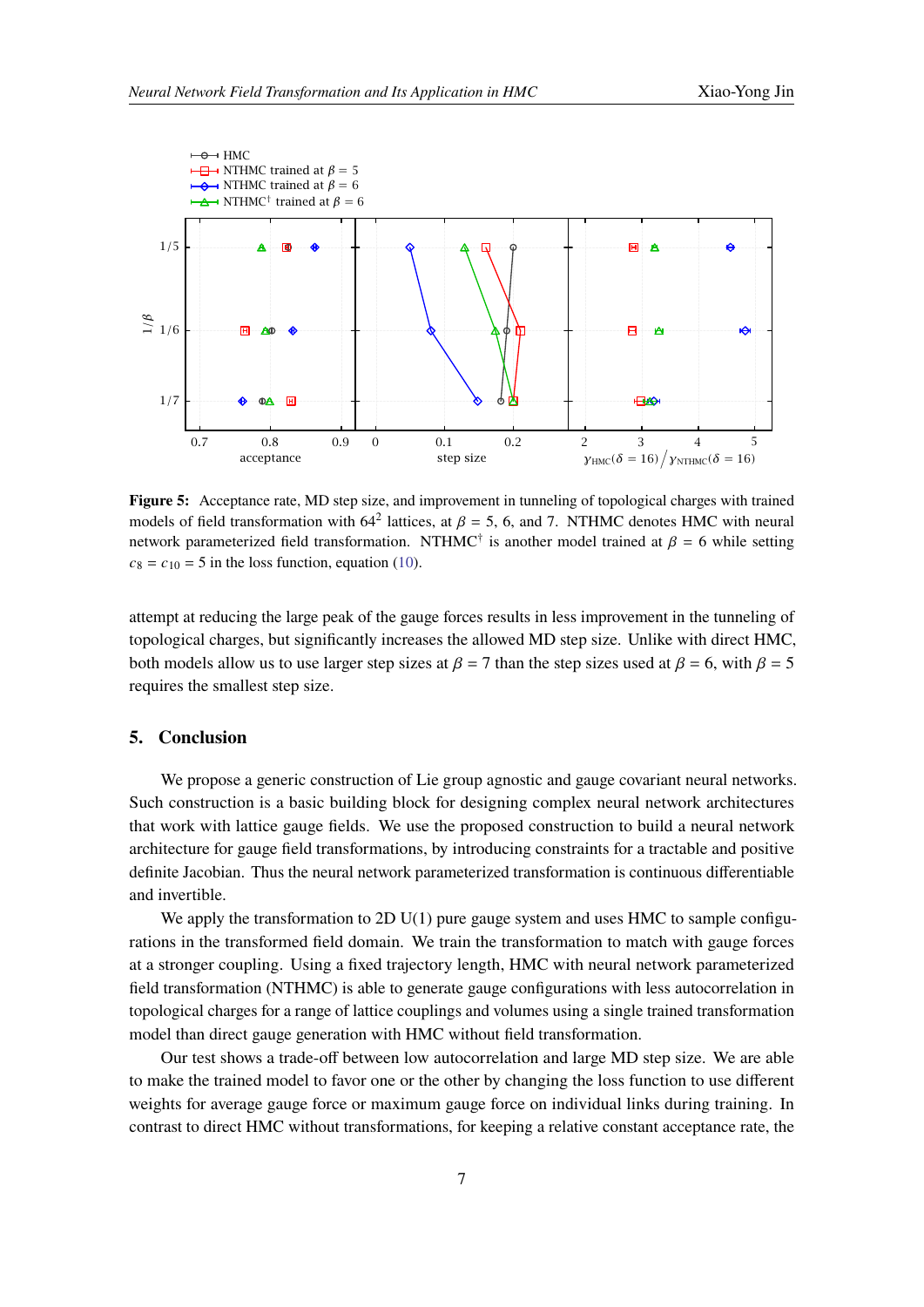**Figure 5:** Acceptance rate, MD step size, and improvement in tunneling of topological charges with trained models of field transformation with $64^2$ lattices, at $\beta = 5$, 6, and 7. NTHMC denotes HMC with neural network parameterized field transformation. NTHMC$^\dagger$ is another model trained at $\beta = 6$ while setting $c_8 = c_{10} = 5$ in the loss function, equation (10).

attempt at reducing the large peak of the gauge forces results in less improvement in the tunneling of topological charges, but significantly increases the allowed MD step size. Unlike with direct HMC, both models allow us to use larger step sizes at $\beta = 7$ than the step sizes used at $\beta = 6$, with $\beta = 5$ requires the smallest step size.

## 5. Conclusion

We propose a generic construction of Lie group agnostic and gauge covariant neural networks. Such construction is a basic building block for designing complex neural network architectures that work with lattice gauge fields. We use the proposed construction to build a neural network architecture for gauge field transformations, by introducing constraints for a tractable and positive definite Jacobian. Thus the neural network parameterized transformation is continuous differentiable and invertible.

We apply the transformation to 2D U(1) pure gauge system and uses HMC to sample configurations in the transformed field domain. We train the transformation to match with gauge forces at a stronger coupling. Using a fixed trajectory length, HMC with neural network parameterized field transformation (NTHMC) is able to generate gauge configurations with less autocorrelation in topological charges for a range of lattice couplings and volumes using a single trained transformation model than direct gauge generation with HMC without field transformation.

Our test shows a trade-off between low autocorrelation and large MD step size. We are able to make the trained model to favor one or the other by changing the loss function to use different weights for average gauge force or maximum gauge force on individual links during training. In contrast to direct HMC without transformations, for keeping a relative constant acceptance rate, the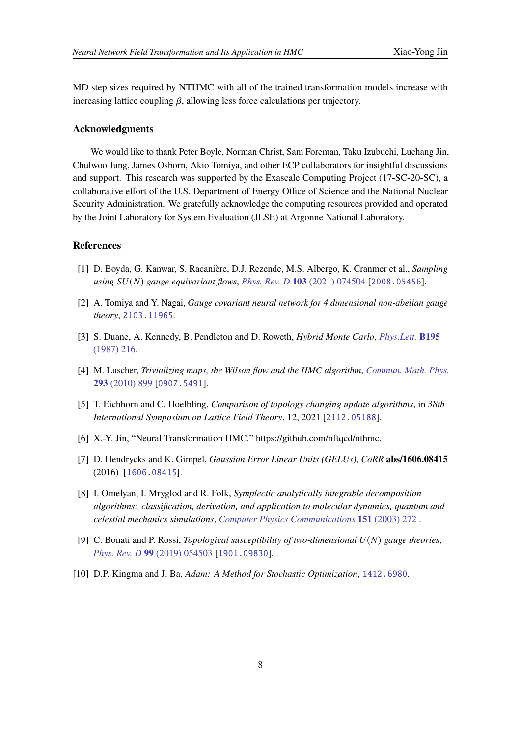MD step sizes required by NTHMC with all of the trained transformation models increase with increasing lattice coupling $\beta$, allowing less force calculations per trajectory.

### Acknowledgments

We would like to thank Peter Boyle, Norman Christ, Sam Foreman, Taku Izubuchi, Luchang Jin, Chulwoo Jung, James Osborn, Akio Tomiya, and other ECP collaborators for insightful discussions and support. This research was supported by the Exascale Computing Project (17-SC-20-SC), a collaborative effort of the U.S. Department of Energy Office of Science and the National Nuclear Security Administration. We gratefully acknowledge the computing resources provided and operated by the Joint Laboratory for System Evaluation (JLSE) at Argonne National Laboratory.

### References

[1] D. Boyda, G. Kanwar, S. Racanière, D.J. Rezende, M.S. Albergo, K. Cranmer et al., *Sampling using $SU(N)$ gauge equivariant flows*, *Phys. Rev. D* **103** (2021) 074504 [2008.05456].

[2] A. Tomiya and Y. Nagai, *Gauge covariant neural network for 4 dimensional non-abelian gauge theory*, 2103.11965.

[3] S. Duane, A. Kennedy, B. Pendleton and D. Roweth, *Hybrid Monte Carlo*, *Phys.Lett.* **B195** (1987) 216.

[4] M. Luscher, *Trivializing maps, the Wilson flow and the HMC algorithm*, *Commun. Math. Phys.* **293** (2010) 899 [0907.5491].

[5] T. Eichhorn and C. Hoelbling, *Comparison of topology changing update algorithms*, in *38th International Symposium on Lattice Field Theory*, 12, 2021 [2112.05188].

[6] X.-Y. Jin, "Neural Transformation HMC." https://github.com/nftqcd/nthmc.

[7] D. Hendrycks and K. Gimpel, *Gaussian Error Linear Units (GELUs)*, *CoRR* **abs/1606.08415** (2016) [1606.08415].

[8] I. Omelyan, I. Mryglod and R. Folk, *Symplectic analytically integrable decomposition algorithms: classification, derivation, and application to molecular dynamics, quantum and celestial mechanics simulations*, *Computer Physics Communications* **151** (2003) 272 .

[9] C. Bonati and P. Rossi, *Topological susceptibility of two-dimensional $U(N)$ gauge theories*, *Phys. Rev. D* **99** (2019) 054503 [1901.09830].

[10] D.P. Kingma and J. Ba, *Adam: A Method for Stochastic Optimization*, 1412.6980.